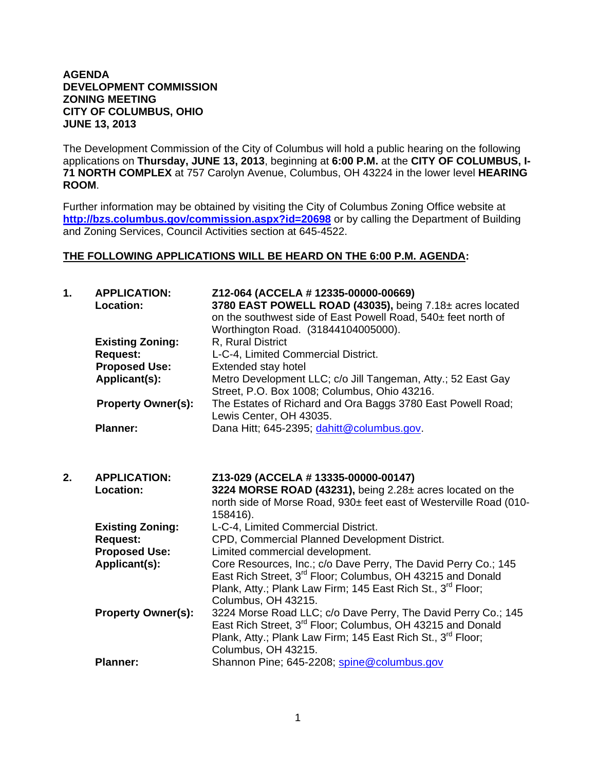**AGENDA**
**DEVELOPMENT COMMISSION**
**ZONING MEETING**
**CITY OF COLUMBUS, OHIO**
**JUNE 13, 2013**

The Development Commission of the City of Columbus will hold a public hearing on the following applications on **Thursday, JUNE 13, 2013**, beginning at **6:00 P.M.** at the **CITY OF COLUMBUS, I-71 NORTH COMPLEX** at 757 Carolyn Avenue, Columbus, OH 43224 in the lower level **HEARING ROOM**.

Further information may be obtained by visiting the City of Columbus Zoning Office website at **http://bzs.columbus.gov/commission.aspx?id=20698** or by calling the Department of Building and Zoning Services, Council Activities section at 645-4522.

**THE FOLLOWING APPLICATIONS WILL BE HEARD ON THE 6:00 P.M. AGENDA:**

**1. APPLICATION:** **Z12-064 (ACCELA # 12335-00000-00669)**
**Location:** **3780 EAST POWELL ROAD (43035),** being 7.18± acres located on the southwest side of East Powell Road, 540± feet north of Worthington Road. (31844104005000).
**Existing Zoning:** R, Rural District
**Request:** L-C-4, Limited Commercial District.
**Proposed Use:** Extended stay hotel
**Applicant(s):** Metro Development LLC; c/o Jill Tangeman, Atty.; 52 East Gay Street, P.O. Box 1008; Columbus, Ohio 43216.
**Property Owner(s):** The Estates of Richard and Ora Baggs 3780 East Powell Road; Lewis Center, OH 43035.
**Planner:** Dana Hitt; 645-2395; dahitt@columbus.gov.

**2. APPLICATION:** **Z13-029 (ACCELA # 13335-00000-00147)**
**Location:** **3224 MORSE ROAD (43231),** being 2.28± acres located on the north side of Morse Road, 930± feet east of Westerville Road (010-158416).
**Existing Zoning:** L-C-4, Limited Commercial District.
**Request:** CPD, Commercial Planned Development District.
**Proposed Use:** Limited commercial development.
**Applicant(s):** Core Resources, Inc.; c/o Dave Perry, The David Perry Co.; 145 East Rich Street, 3rd Floor; Columbus, OH 43215 and Donald Plank, Atty.; Plank Law Firm; 145 East Rich St., 3rd Floor; Columbus, OH 43215.
**Property Owner(s):** 3224 Morse Road LLC; c/o Dave Perry, The David Perry Co.; 145 East Rich Street, 3rd Floor; Columbus, OH 43215 and Donald Plank, Atty.; Plank Law Firm; 145 East Rich St., 3rd Floor; Columbus, OH 43215.
**Planner:** Shannon Pine; 645-2208; spine@columbus.gov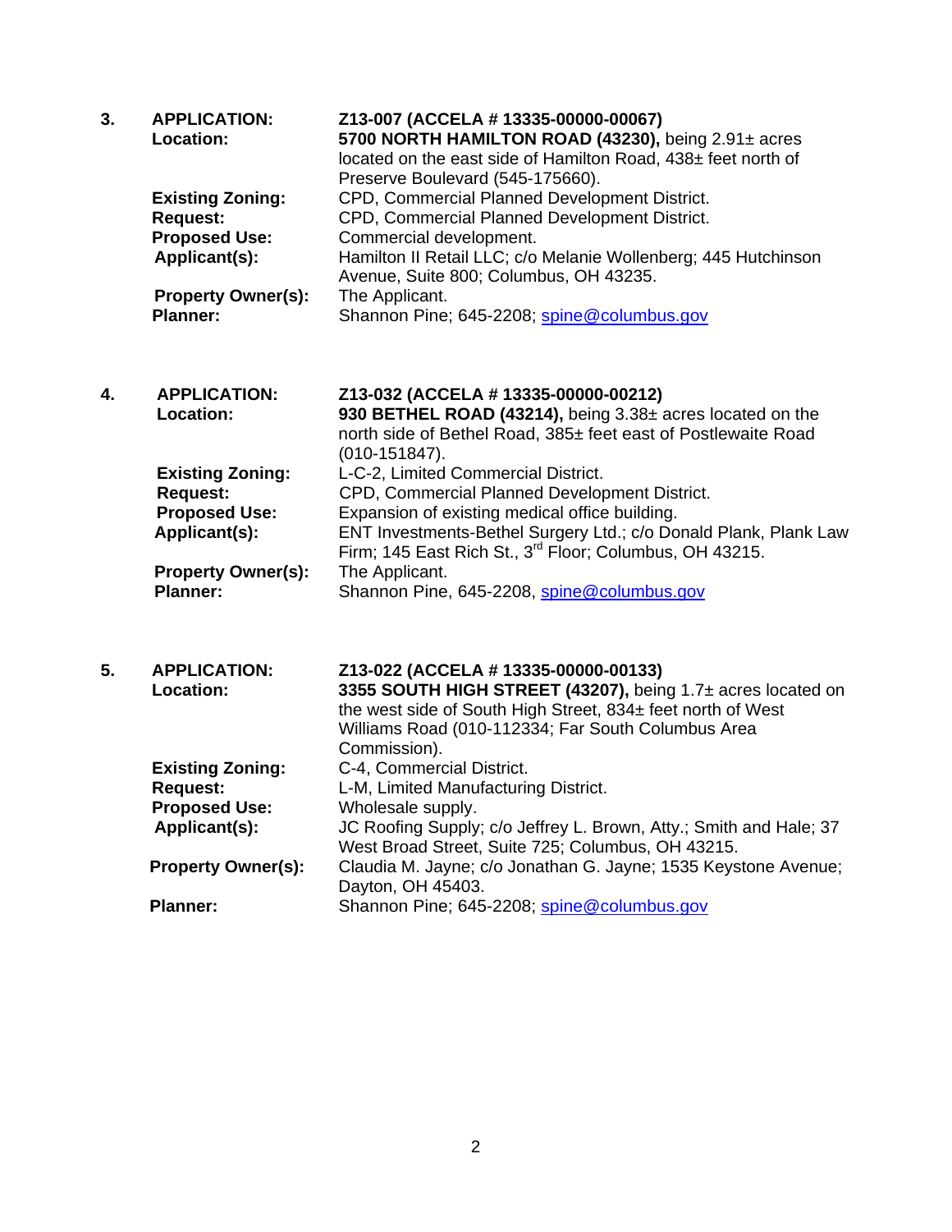3. **APPLICATION:** **Z13-007 (ACCELA # 13335-00000-00067)**
**Location:** **5700 NORTH HAMILTON ROAD (43230),** being 2.91± acres located on the east side of Hamilton Road, 438± feet north of Preserve Boulevard (545-175660).
**Existing Zoning:** CPD, Commercial Planned Development District.
**Request:** CPD, Commercial Planned Development District.
**Proposed Use:** Commercial development.
**Applicant(s):** Hamilton II Retail LLC; c/o Melanie Wollenberg; 445 Hutchinson Avenue, Suite 800; Columbus, OH 43235.
**Property Owner(s):** The Applicant.
**Planner:** Shannon Pine; 645-2208; spine@columbus.gov

4. **APPLICATION:** **Z13-032 (ACCELA # 13335-00000-00212)**
**Location:** **930 BETHEL ROAD (43214),** being 3.38± acres located on the north side of Bethel Road, 385± feet east of Postlewaite Road (010-151847).
**Existing Zoning:** L-C-2, Limited Commercial District.
**Request:** CPD, Commercial Planned Development District.
**Proposed Use:** Expansion of existing medical office building.
**Applicant(s):** ENT Investments-Bethel Surgery Ltd.; c/o Donald Plank, Plank Law Firm; 145 East Rich St., 3rd Floor; Columbus, OH 43215.
**Property Owner(s):** The Applicant.
**Planner:** Shannon Pine, 645-2208, spine@columbus.gov

5. **APPLICATION:** **Z13-022 (ACCELA # 13335-00000-00133)**
**Location:** **3355 SOUTH HIGH STREET (43207),** being 1.7± acres located on the west side of South High Street, 834± feet north of West Williams Road (010-112334; Far South Columbus Area Commission).
**Existing Zoning:** C-4, Commercial District.
**Request:** L-M, Limited Manufacturing District.
**Proposed Use:** Wholesale supply.
**Applicant(s):** JC Roofing Supply; c/o Jeffrey L. Brown, Atty.; Smith and Hale; 37 West Broad Street, Suite 725; Columbus, OH 43215.
**Property Owner(s):** Claudia M. Jayne; c/o Jonathan G. Jayne; 1535 Keystone Avenue; Dayton, OH 45403.
**Planner:** Shannon Pine; 645-2208; spine@columbus.gov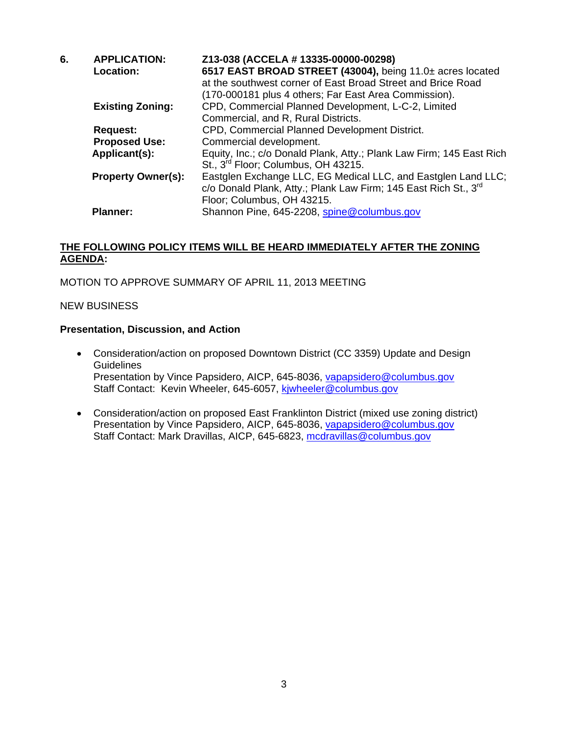**6. APPLICATION:** **Z13-038 (ACCELA # 13335-00000-00298)**

**Location:** **6517 EAST BROAD STREET (43004),** being 11.0± acres located at the southwest corner of East Broad Street and Brice Road (170-000181 plus 4 others; Far East Area Commission).

**Existing Zoning:** CPD, Commercial Planned Development, L-C-2, Limited Commercial, and R, Rural Districts.

**Request:** CPD, Commercial Planned Development District.

**Proposed Use:** Commercial development.

**Applicant(s):** Equity, Inc.; c/o Donald Plank, Atty.; Plank Law Firm; 145 East Rich St., 3rd Floor; Columbus, OH 43215.

**Property Owner(s):** Eastglen Exchange LLC, EG Medical LLC, and Eastglen Land LLC; c/o Donald Plank, Atty.; Plank Law Firm; 145 East Rich St., 3rd Floor; Columbus, OH 43215.

**Planner:** Shannon Pine, 645-2208, spine@columbus.gov

**THE FOLLOWING POLICY ITEMS WILL BE HEARD IMMEDIATELY AFTER THE ZONING AGENDA:**

MOTION TO APPROVE SUMMARY OF APRIL 11, 2013 MEETING

NEW BUSINESS

**Presentation, Discussion, and Action**

- Consideration/action on proposed Downtown District (CC 3359) Update and Design Guidelines
  Presentation by Vince Papsidero, AICP, 645-8036, vapapsidero@columbus.gov
  Staff Contact: Kevin Wheeler, 645-6057, kjwheeler@columbus.gov

- Consideration/action on proposed East Franklinton District (mixed use zoning district)
  Presentation by Vince Papsidero, AICP, 645-8036, vapapsidero@columbus.gov
  Staff Contact: Mark Dravillas, AICP, 645-6823, mcdravillas@columbus.gov